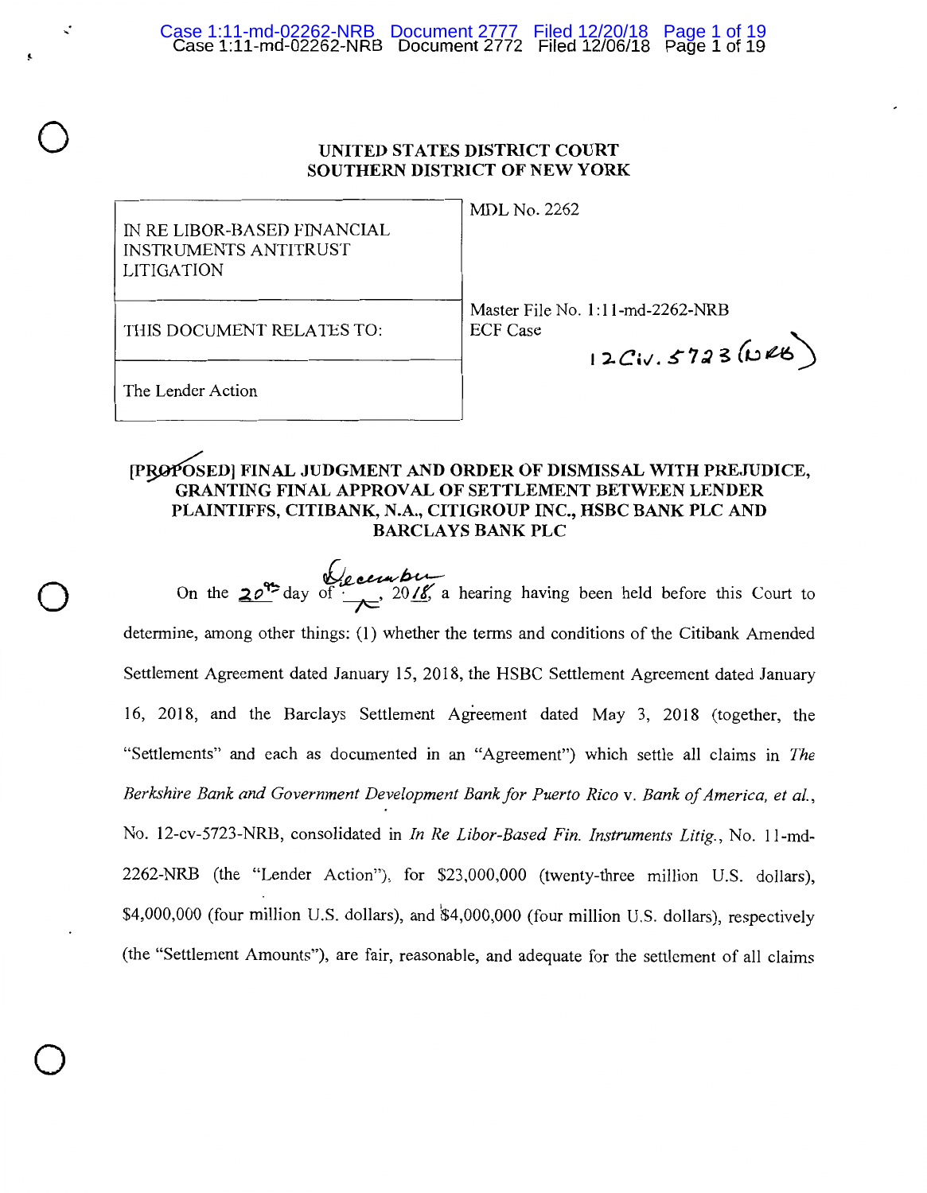UNITED STATES DISTRICT COURT
SOUTHERN DISTRICT OF NEW YORK

| | |
|---|---|
| IN RE LIBOR-BASED FINANCIAL INSTRUMENTS ANTITRUST LITIGATION | MDL No. 2262 |
| THIS DOCUMENT RELATES TO: | Master File No. 1:11-md-2262-NRB<br>ECF Case<br>12 Civ. 5723 (NRB) |
| The Lender Action | |

**[PROPOSED] FINAL JUDGMENT AND ORDER OF DISMISSAL WITH PREJUDICE, GRANTING FINAL APPROVAL OF SETTLEMENT BETWEEN LENDER PLAINTIFFS, CITIBANK, N.A., CITIGROUP INC., HSBC BANK PLC AND BARCLAYS BANK PLC**

On the 20th day of December, 2018, a hearing having been held before this Court to determine, among other things: (1) whether the terms and conditions of the Citibank Amended Settlement Agreement dated January 15, 2018, the HSBC Settlement Agreement dated January 16, 2018, and the Barclays Settlement Agreement dated May 3, 2018 (together, the "Settlements" and each as documented in an "Agreement") which settle all claims in *The Berkshire Bank and Government Development Bank for Puerto Rico* v. *Bank of America, et al.*, No. 12-cv-5723-NRB, consolidated in *In Re Libor-Based Fin. Instruments Litig.*, No. 11-md-2262-NRB (the "Lender Action"), for $23,000,000 (twenty-three million U.S. dollars), $4,000,000 (four million U.S. dollars), and $4,000,000 (four million U.S. dollars), respectively (the "Settlement Amounts"), are fair, reasonable, and adequate for the settlement of all claims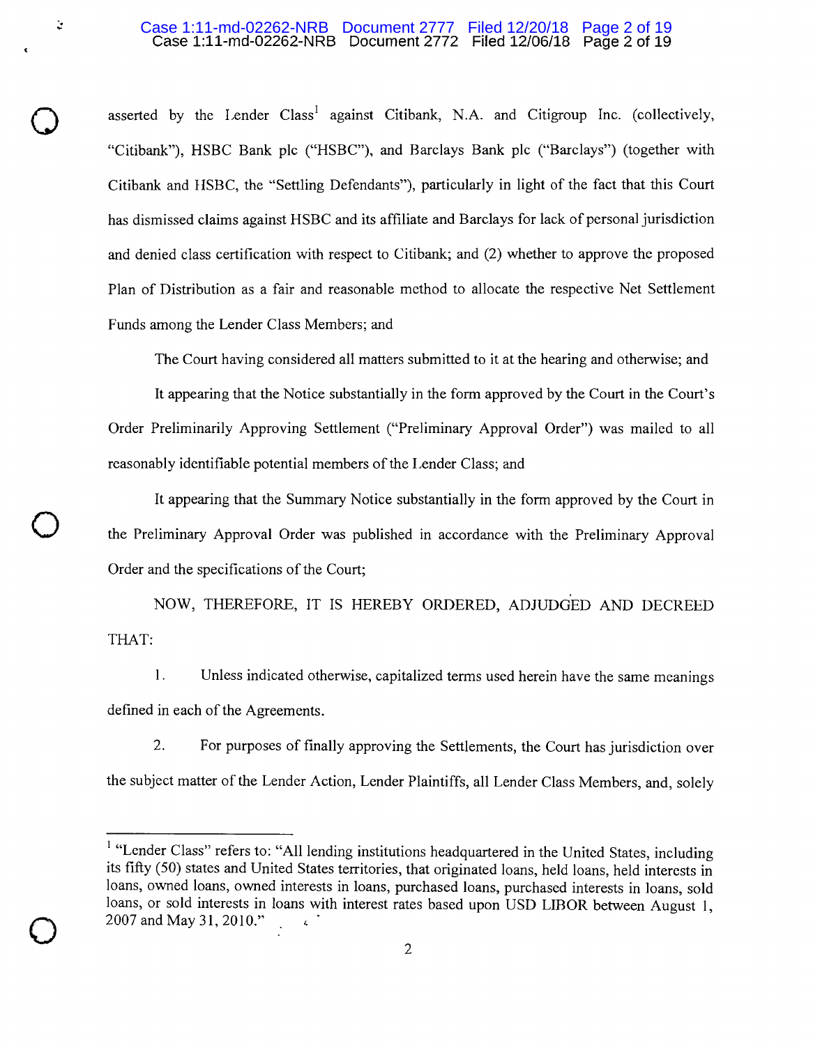asserted by the Lender Class[1] against Citibank, N.A. and Citigroup Inc. (collectively, "Citibank"), HSBC Bank plc ("HSBC"), and Barclays Bank plc ("Barclays") (together with Citibank and HSBC, the "Settling Defendants"), particularly in light of the fact that this Court has dismissed claims against HSBC and its affiliate and Barclays for lack of personal jurisdiction and denied class certification with respect to Citibank; and (2) whether to approve the proposed Plan of Distribution as a fair and reasonable method to allocate the respective Net Settlement Funds among the Lender Class Members; and

The Court having considered all matters submitted to it at the hearing and otherwise; and

It appearing that the Notice substantially in the form approved by the Court in the Court's Order Preliminarily Approving Settlement ("Preliminary Approval Order") was mailed to all reasonably identifiable potential members of the Lender Class; and

It appearing that the Summary Notice substantially in the form approved by the Court in the Preliminary Approval Order was published in accordance with the Preliminary Approval Order and the specifications of the Court;

NOW, THEREFORE, IT IS HEREBY ORDERED, ADJUDGED AND DECREED THAT:

1. Unless indicated otherwise, capitalized terms used herein have the same meanings defined in each of the Agreements.

2. For purposes of finally approving the Settlements, the Court has jurisdiction over the subject matter of the Lender Action, Lender Plaintiffs, all Lender Class Members, and, solely

[1] "Lender Class" refers to: "All lending institutions headquartered in the United States, including its fifty (50) states and United States territories, that originated loans, held loans, held interests in loans, owned loans, owned interests in loans, purchased loans, purchased interests in loans, sold loans, or sold interests in loans with interest rates based upon USD LIBOR between August 1, 2007 and May 31, 2010."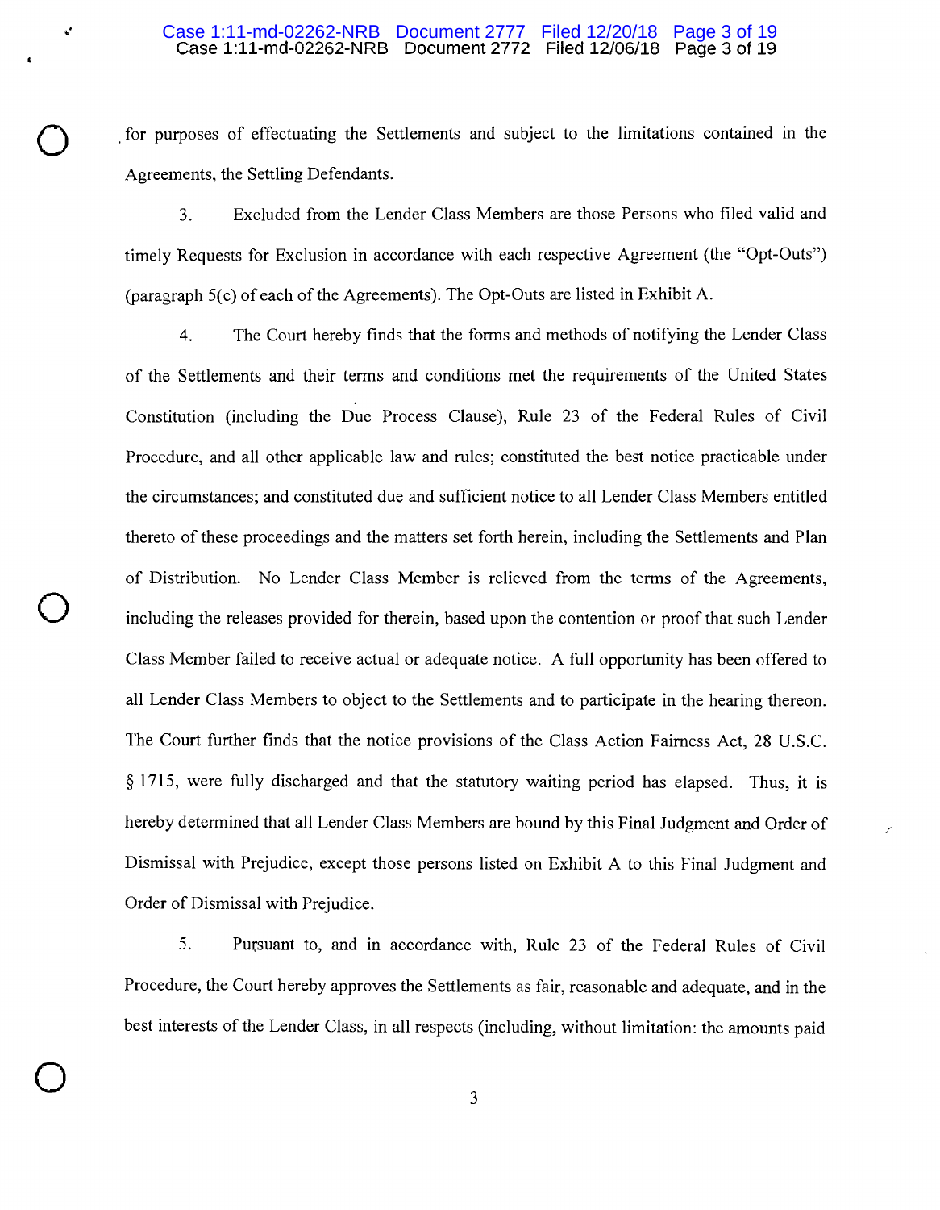for purposes of effectuating the Settlements and subject to the limitations contained in the Agreements, the Settling Defendants.

3. Excluded from the Lender Class Members are those Persons who filed valid and timely Requests for Exclusion in accordance with each respective Agreement (the "Opt-Outs") (paragraph 5(c) of each of the Agreements). The Opt-Outs are listed in Exhibit A.

4. The Court hereby finds that the forms and methods of notifying the Lender Class of the Settlements and their terms and conditions met the requirements of the United States Constitution (including the Due Process Clause), Rule 23 of the Federal Rules of Civil Procedure, and all other applicable law and rules; constituted the best notice practicable under the circumstances; and constituted due and sufficient notice to all Lender Class Members entitled thereto of these proceedings and the matters set forth herein, including the Settlements and Plan of Distribution. No Lender Class Member is relieved from the terms of the Agreements, including the releases provided for therein, based upon the contention or proof that such Lender Class Member failed to receive actual or adequate notice. A full opportunity has been offered to all Lender Class Members to object to the Settlements and to participate in the hearing thereon. The Court further finds that the notice provisions of the Class Action Fairness Act, 28 U.S.C. § 1715, were fully discharged and that the statutory waiting period has elapsed. Thus, it is hereby determined that all Lender Class Members are bound by this Final Judgment and Order of Dismissal with Prejudice, except those persons listed on Exhibit A to this Final Judgment and Order of Dismissal with Prejudice.

5. Pursuant to, and in accordance with, Rule 23 of the Federal Rules of Civil Procedure, the Court hereby approves the Settlements as fair, reasonable and adequate, and in the best interests of the Lender Class, in all respects (including, without limitation: the amounts paid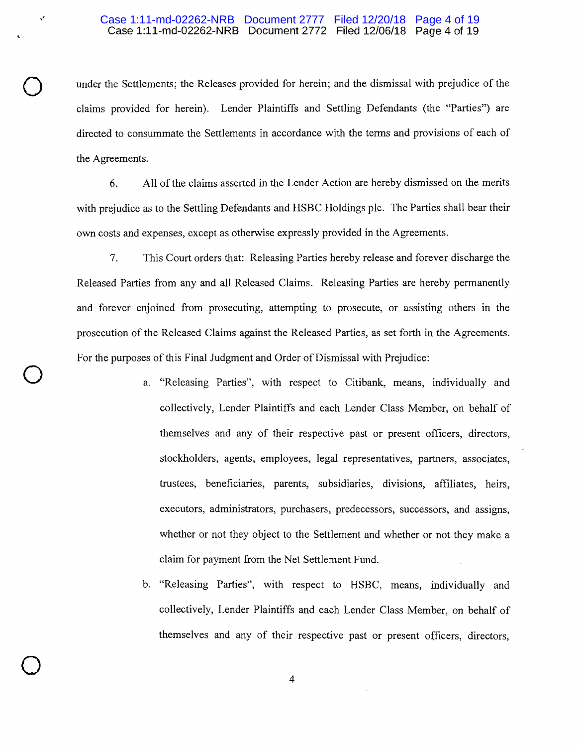under the Settlements; the Releases provided for herein; and the dismissal with prejudice of the claims provided for herein). Lender Plaintiffs and Settling Defendants (the "Parties") are directed to consummate the Settlements in accordance with the terms and provisions of each of the Agreements.

6. All of the claims asserted in the Lender Action are hereby dismissed on the merits with prejudice as to the Settling Defendants and HSBC Holdings plc. The Parties shall bear their own costs and expenses, except as otherwise expressly provided in the Agreements.

7. This Court orders that: Releasing Parties hereby release and forever discharge the Released Parties from any and all Released Claims. Releasing Parties are hereby permanently and forever enjoined from prosecuting, attempting to prosecute, or assisting others in the prosecution of the Released Claims against the Released Parties, as set forth in the Agreements. For the purposes of this Final Judgment and Order of Dismissal with Prejudice:

a. "Releasing Parties", with respect to Citibank, means, individually and collectively, Lender Plaintiffs and each Lender Class Member, on behalf of themselves and any of their respective past or present officers, directors, stockholders, agents, employees, legal representatives, partners, associates, trustees, beneficiaries, parents, subsidiaries, divisions, affiliates, heirs, executors, administrators, purchasers, predecessors, successors, and assigns, whether or not they object to the Settlement and whether or not they make a claim for payment from the Net Settlement Fund.

b. "Releasing Parties", with respect to HSBC, means, individually and collectively, Lender Plaintiffs and each Lender Class Member, on behalf of themselves and any of their respective past or present officers, directors,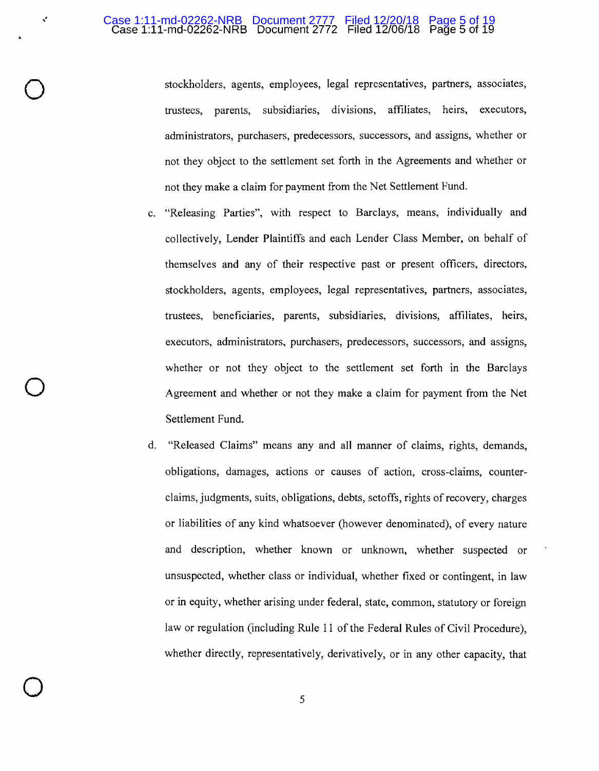stockholders, agents, employees, legal representatives, partners, associates, trustees, parents, subsidiaries, divisions, affiliates, heirs, executors, administrators, purchasers, predecessors, successors, and assigns, whether or not they object to the settlement set forth in the Agreements and whether or not they make a claim for payment from the Net Settlement Fund.

c. "Releasing Parties", with respect to Barclays, means, individually and collectively, Lender Plaintiffs and each Lender Class Member, on behalf of themselves and any of their respective past or present officers, directors, stockholders, agents, employees, legal representatives, partners, associates, trustees, beneficiaries, parents, subsidiaries, divisions, affiliates, heirs, executors, administrators, purchasers, predecessors, successors, and assigns, whether or not they object to the settlement set forth in the Barclays Agreement and whether or not they make a claim for payment from the Net Settlement Fund.

d. "Released Claims" means any and all manner of claims, rights, demands, obligations, damages, actions or causes of action, cross-claims, counter-claims, judgments, suits, obligations, debts, setoffs, rights of recovery, charges or liabilities of any kind whatsoever (however denominated), of every nature and description, whether known or unknown, whether suspected or unsuspected, whether class or individual, whether fixed or contingent, in law or in equity, whether arising under federal, state, common, statutory or foreign law or regulation (including Rule 11 of the Federal Rules of Civil Procedure), whether directly, representatively, derivatively, or in any other capacity, that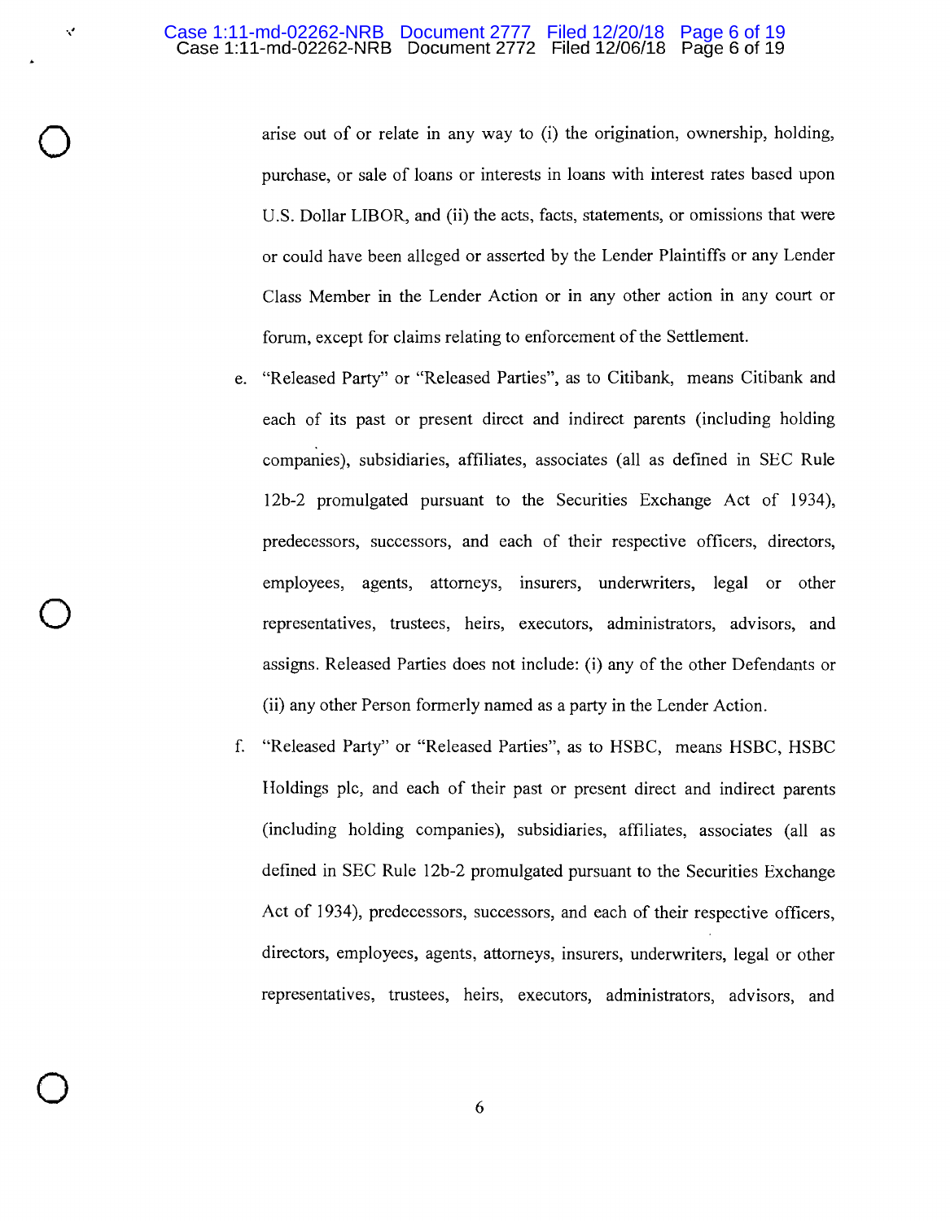arise out of or relate in any way to (i) the origination, ownership, holding, purchase, or sale of loans or interests in loans with interest rates based upon U.S. Dollar LIBOR, and (ii) the acts, facts, statements, or omissions that were or could have been alleged or asserted by the Lender Plaintiffs or any Lender Class Member in the Lender Action or in any other action in any court or forum, except for claims relating to enforcement of the Settlement.

e. "Released Party" or "Released Parties", as to Citibank, means Citibank and each of its past or present direct and indirect parents (including holding companies), subsidiaries, affiliates, associates (all as defined in SEC Rule 12b-2 promulgated pursuant to the Securities Exchange Act of 1934), predecessors, successors, and each of their respective officers, directors, employees, agents, attorneys, insurers, underwriters, legal or other representatives, trustees, heirs, executors, administrators, advisors, and assigns. Released Parties does not include: (i) any of the other Defendants or (ii) any other Person formerly named as a party in the Lender Action.

f. "Released Party" or "Released Parties", as to HSBC, means HSBC, HSBC Holdings plc, and each of their past or present direct and indirect parents (including holding companies), subsidiaries, affiliates, associates (all as defined in SEC Rule 12b-2 promulgated pursuant to the Securities Exchange Act of 1934), predecessors, successors, and each of their respective officers, directors, employees, agents, attorneys, insurers, underwriters, legal or other representatives, trustees, heirs, executors, administrators, advisors, and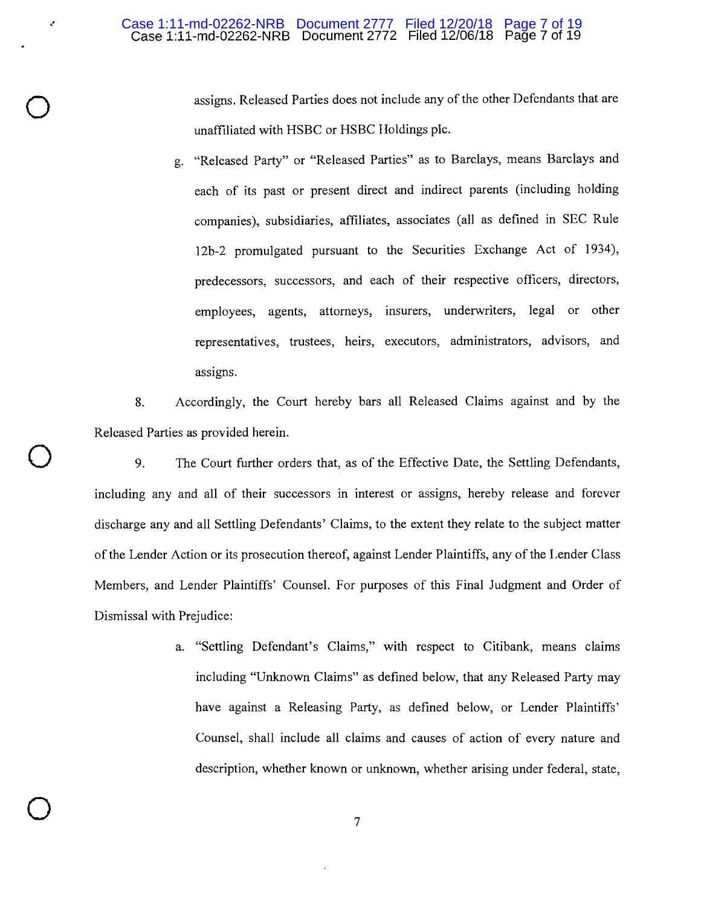assigns. Released Parties does not include any of the other Defendants that are unaffiliated with HSBC or HSBC Holdings plc.

g. "Released Party" or "Released Parties" as to Barclays, means Barclays and each of its past or present direct and indirect parents (including holding companies), subsidiaries, affiliates, associates (all as defined in SEC Rule 12b-2 promulgated pursuant to the Securities Exchange Act of 1934), predecessors, successors, and each of their respective officers, directors, employees, agents, attorneys, insurers, underwriters, legal or other representatives, trustees, heirs, executors, administrators, advisors, and assigns.

8. Accordingly, the Court hereby bars all Released Claims against and by the Released Parties as provided herein.

9. The Court further orders that, as of the Effective Date, the Settling Defendants, including any and all of their successors in interest or assigns, hereby release and forever discharge any and all Settling Defendants' Claims, to the extent they relate to the subject matter of the Lender Action or its prosecution thereof, against Lender Plaintiffs, any of the Lender Class Members, and Lender Plaintiffs' Counsel. For purposes of this Final Judgment and Order of Dismissal with Prejudice:

a. "Settling Defendant's Claims," with respect to Citibank, means claims including "Unknown Claims" as defined below, that any Released Party may have against a Releasing Party, as defined below, or Lender Plaintiffs' Counsel, shall include all claims and causes of action of every nature and description, whether known or unknown, whether arising under federal, state,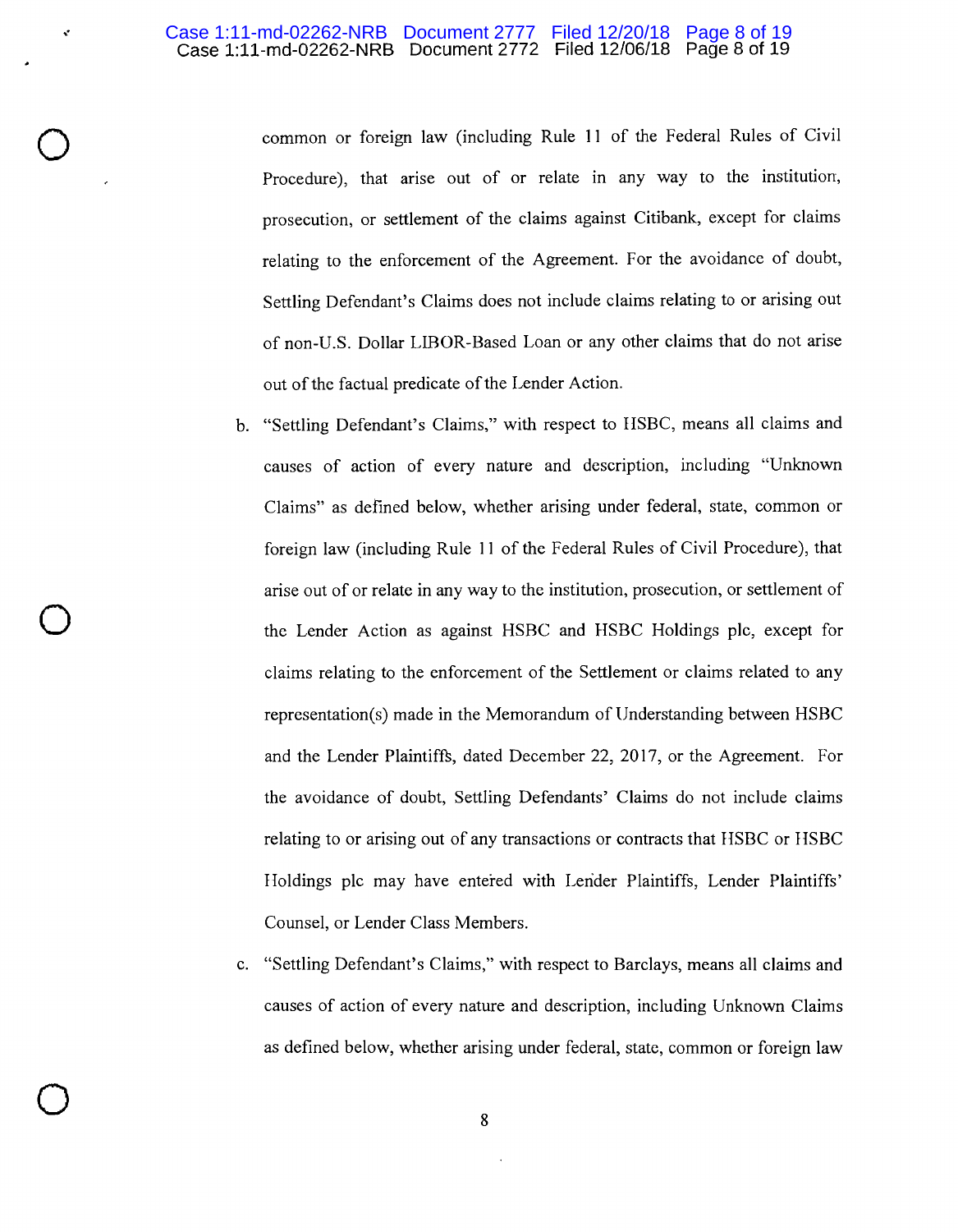common or foreign law (including Rule 11 of the Federal Rules of Civil Procedure), that arise out of or relate in any way to the institution, prosecution, or settlement of the claims against Citibank, except for claims relating to the enforcement of the Agreement. For the avoidance of doubt, Settling Defendant's Claims does not include claims relating to or arising out of non-U.S. Dollar LIBOR-Based Loan or any other claims that do not arise out of the factual predicate of the Lender Action.

b. "Settling Defendant's Claims," with respect to HSBC, means all claims and causes of action of every nature and description, including "Unknown Claims" as defined below, whether arising under federal, state, common or foreign law (including Rule 11 of the Federal Rules of Civil Procedure), that arise out of or relate in any way to the institution, prosecution, or settlement of the Lender Action as against HSBC and HSBC Holdings plc, except for claims relating to the enforcement of the Settlement or claims related to any representation(s) made in the Memorandum of Understanding between HSBC and the Lender Plaintiffs, dated December 22, 2017, or the Agreement. For the avoidance of doubt, Settling Defendants' Claims do not include claims relating to or arising out of any transactions or contracts that HSBC or HSBC Holdings plc may have entered with Lender Plaintiffs, Lender Plaintiffs' Counsel, or Lender Class Members.

c. "Settling Defendant's Claims," with respect to Barclays, means all claims and causes of action of every nature and description, including Unknown Claims as defined below, whether arising under federal, state, common or foreign law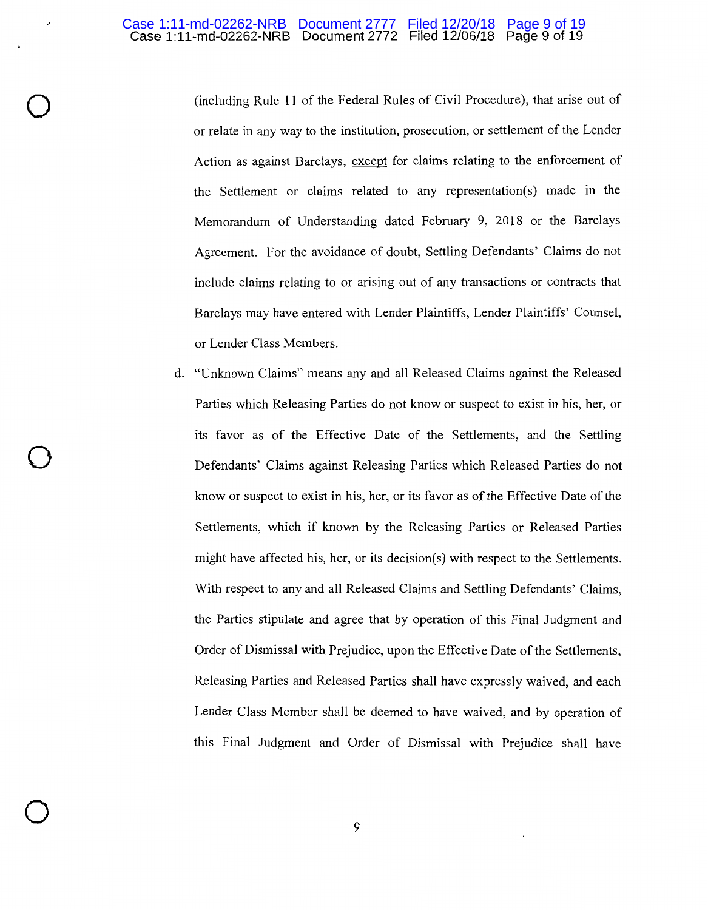(including Rule 11 of the Federal Rules of Civil Procedure), that arise out of or relate in any way to the institution, prosecution, or settlement of the Lender Action as against Barclays, except for claims relating to the enforcement of the Settlement or claims related to any representation(s) made in the Memorandum of Understanding dated February 9, 2018 or the Barclays Agreement. For the avoidance of doubt, Settling Defendants' Claims do not include claims relating to or arising out of any transactions or contracts that Barclays may have entered with Lender Plaintiffs, Lender Plaintiffs' Counsel, or Lender Class Members.

d. "Unknown Claims" means any and all Released Claims against the Released Parties which Releasing Parties do not know or suspect to exist in his, her, or its favor as of the Effective Date of the Settlements, and the Settling Defendants' Claims against Releasing Parties which Released Parties do not know or suspect to exist in his, her, or its favor as of the Effective Date of the Settlements, which if known by the Releasing Parties or Released Parties might have affected his, her, or its decision(s) with respect to the Settlements. With respect to any and all Released Claims and Settling Defendants' Claims, the Parties stipulate and agree that by operation of this Final Judgment and Order of Dismissal with Prejudice, upon the Effective Date of the Settlements, Releasing Parties and Released Parties shall have expressly waived, and each Lender Class Member shall be deemed to have waived, and by operation of this Final Judgment and Order of Dismissal with Prejudice shall have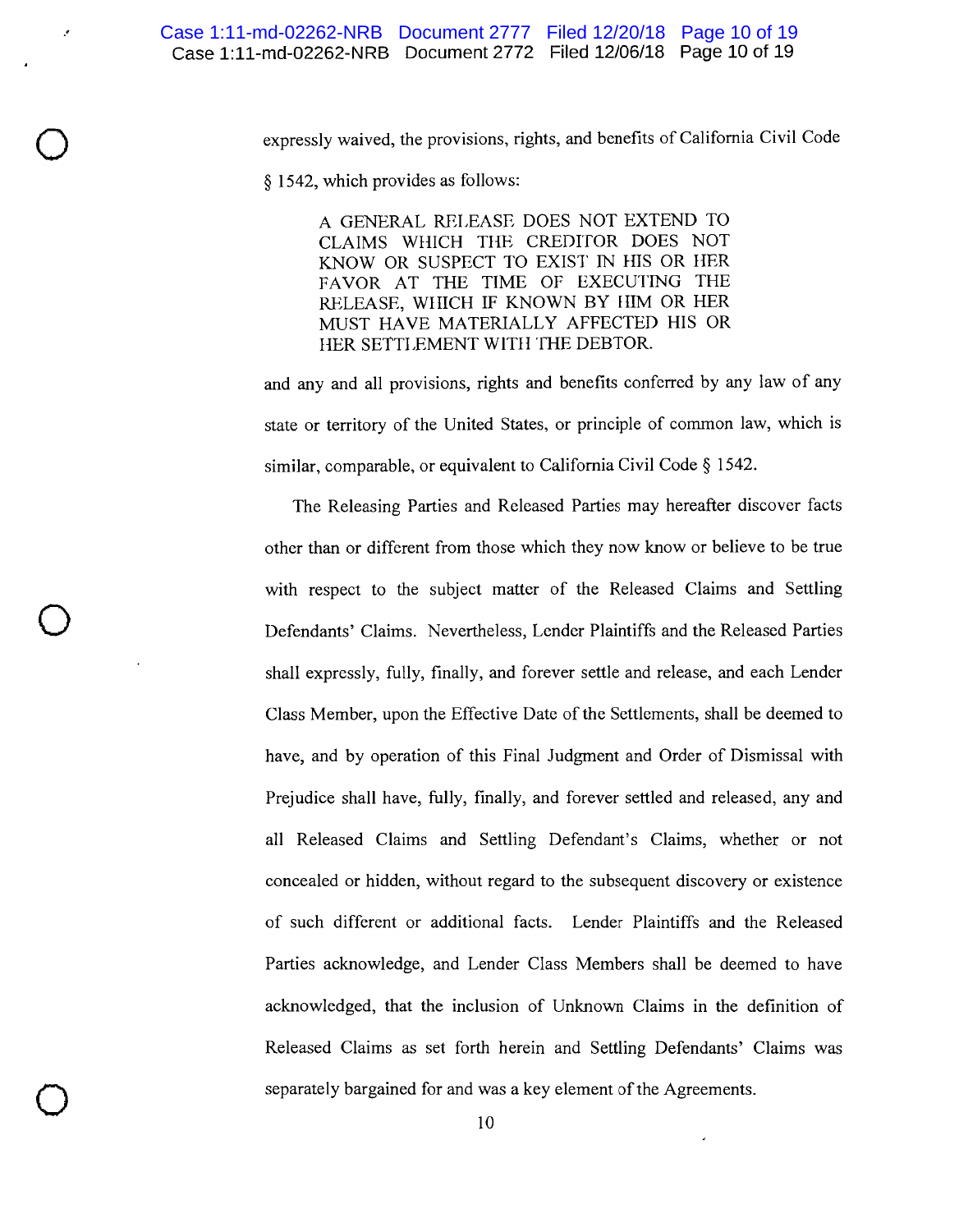expressly waived, the provisions, rights, and benefits of California Civil Code § 1542, which provides as follows:

> A GENERAL RELEASE DOES NOT EXTEND TO CLAIMS WHICH THE CREDITOR DOES NOT KNOW OR SUSPECT TO EXIST IN HIS OR HER FAVOR AT THE TIME OF EXECUTING THE RELEASE, WHICH IF KNOWN BY HIM OR HER MUST HAVE MATERIALLY AFFECTED HIS OR HER SETTLEMENT WITH THE DEBTOR.

and any and all provisions, rights and benefits conferred by any law of any state or territory of the United States, or principle of common law, which is similar, comparable, or equivalent to California Civil Code § 1542.

The Releasing Parties and Released Parties may hereafter discover facts other than or different from those which they now know or believe to be true with respect to the subject matter of the Released Claims and Settling Defendants' Claims. Nevertheless, Lender Plaintiffs and the Released Parties shall expressly, fully, finally, and forever settle and release, and each Lender Class Member, upon the Effective Date of the Settlements, shall be deemed to have, and by operation of this Final Judgment and Order of Dismissal with Prejudice shall have, fully, finally, and forever settled and released, any and all Released Claims and Settling Defendant's Claims, whether or not concealed or hidden, without regard to the subsequent discovery or existence of such different or additional facts. Lender Plaintiffs and the Released Parties acknowledge, and Lender Class Members shall be deemed to have acknowledged, that the inclusion of Unknown Claims in the definition of Released Claims as set forth herein and Settling Defendants' Claims was separately bargained for and was a key element of the Agreements.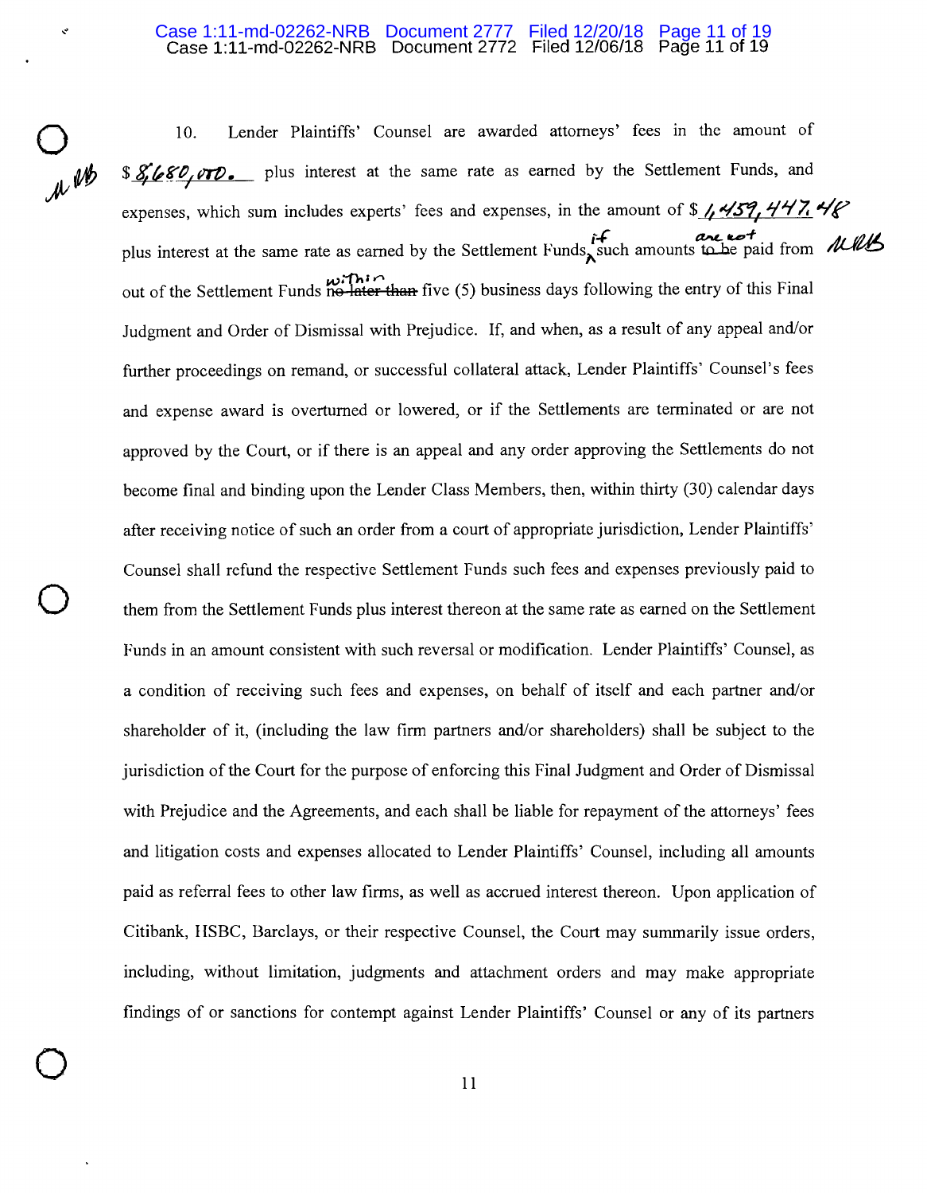10. Lender Plaintiffs' Counsel are awarded attorneys' fees in the amount of $8,680,000. plus interest at the same rate as earned by the Settlement Funds, and expenses, which sum includes experts' fees and expenses, in the amount of $1,459,447.48 plus interest at the same rate as earned by the Settlement Funds, if such amounts are not paid from out of the Settlement Funds within five (5) business days following the entry of this Final Judgment and Order of Dismissal with Prejudice. If, and when, as a result of any appeal and/or further proceedings on remand, or successful collateral attack, Lender Plaintiffs' Counsel's fees and expense award is overturned or lowered, or if the Settlements are terminated or are not approved by the Court, or if there is an appeal and any order approving the Settlements do not become final and binding upon the Lender Class Members, then, within thirty (30) calendar days after receiving notice of such an order from a court of appropriate jurisdiction, Lender Plaintiffs' Counsel shall refund the respective Settlement Funds such fees and expenses previously paid to them from the Settlement Funds plus interest thereon at the same rate as earned on the Settlement Funds in an amount consistent with such reversal or modification. Lender Plaintiffs' Counsel, as a condition of receiving such fees and expenses, on behalf of itself and each partner and/or shareholder of it, (including the law firm partners and/or shareholders) shall be subject to the jurisdiction of the Court for the purpose of enforcing this Final Judgment and Order of Dismissal with Prejudice and the Agreements, and each shall be liable for repayment of the attorneys' fees and litigation costs and expenses allocated to Lender Plaintiffs' Counsel, including all amounts paid as referral fees to other law firms, as well as accrued interest thereon. Upon application of Citibank, HSBC, Barclays, or their respective Counsel, the Court may summarily issue orders, including, without limitation, judgments and attachment orders and may make appropriate findings of or sanctions for contempt against Lender Plaintiffs' Counsel or any of its partners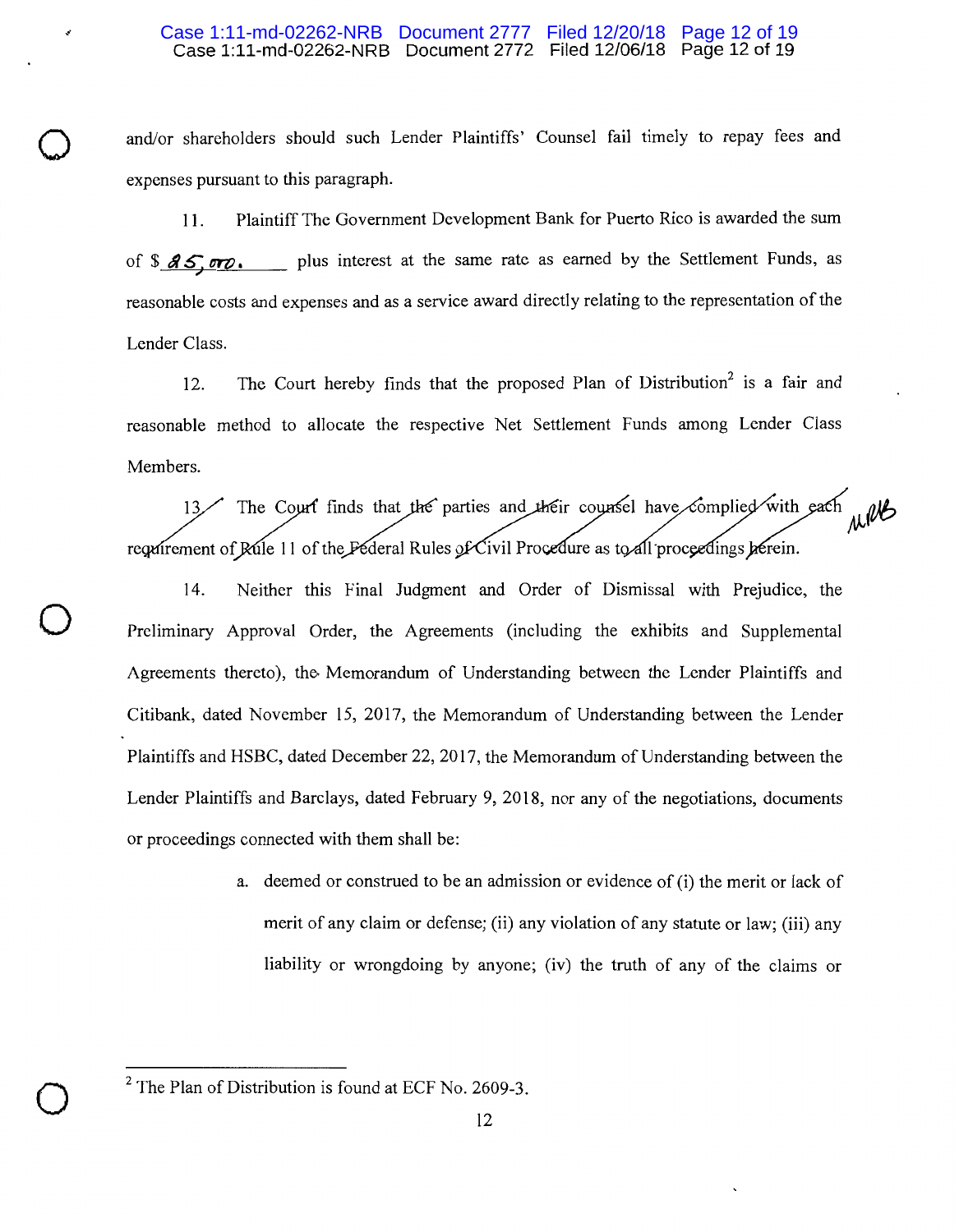and/or shareholders should such Lender Plaintiffs' Counsel fail timely to repay fees and expenses pursuant to this paragraph.

11. Plaintiff The Government Development Bank for Puerto Rico is awarded the sum of $ 25,000. plus interest at the same rate as earned by the Settlement Funds, as reasonable costs and expenses and as a service award directly relating to the representation of the Lender Class.

12. The Court hereby finds that the proposed Plan of Distribution[2] is a fair and reasonable method to allocate the respective Net Settlement Funds among Lender Class Members.

~~13. The Court finds that the parties and their counsel have complied with each requirement of Rule 11 of the Federal Rules of Civil Procedure as to all proceedings herein.~~ NRB

14. Neither this Final Judgment and Order of Dismissal with Prejudice, the Preliminary Approval Order, the Agreements (including the exhibits and Supplemental Agreements thereto), the Memorandum of Understanding between the Lender Plaintiffs and Citibank, dated November 15, 2017, the Memorandum of Understanding between the Lender Plaintiffs and HSBC, dated December 22, 2017, the Memorandum of Understanding between the Lender Plaintiffs and Barclays, dated February 9, 2018, nor any of the negotiations, documents or proceedings connected with them shall be:

a. deemed or construed to be an admission or evidence of (i) the merit or lack of merit of any claim or defense; (ii) any violation of any statute or law; (iii) any liability or wrongdoing by anyone; (iv) the truth of any of the claims or

---

[2] The Plan of Distribution is found at ECF No. 2609-3.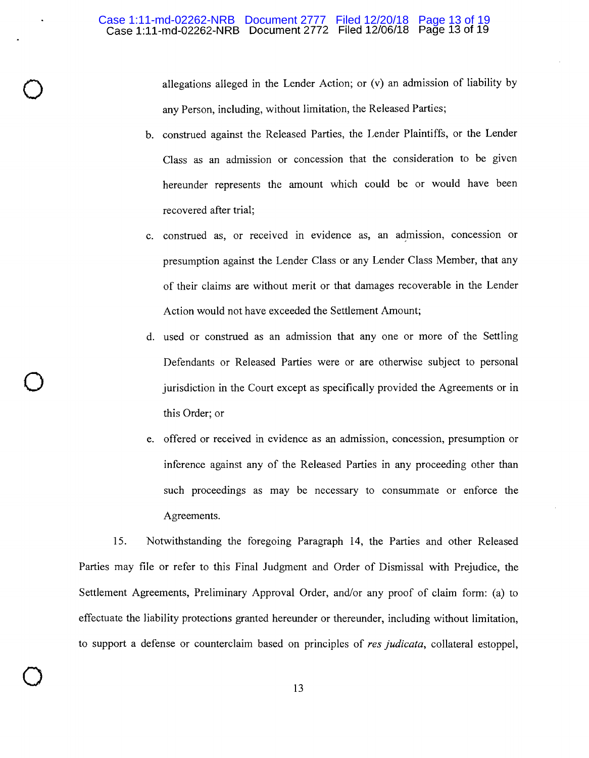allegations alleged in the Lender Action; or (v) an admission of liability by any Person, including, without limitation, the Released Parties;

b. construed against the Released Parties, the Lender Plaintiffs, or the Lender Class as an admission or concession that the consideration to be given hereunder represents the amount which could be or would have been recovered after trial;

c. construed as, or received in evidence as, an admission, concession or presumption against the Lender Class or any Lender Class Member, that any of their claims are without merit or that damages recoverable in the Lender Action would not have exceeded the Settlement Amount;

d. used or construed as an admission that any one or more of the Settling Defendants or Released Parties were or are otherwise subject to personal jurisdiction in the Court except as specifically provided the Agreements or in this Order; or

e. offered or received in evidence as an admission, concession, presumption or inference against any of the Released Parties in any proceeding other than such proceedings as may be necessary to consummate or enforce the Agreements.

15. Notwithstanding the foregoing Paragraph 14, the Parties and other Released Parties may file or refer to this Final Judgment and Order of Dismissal with Prejudice, the Settlement Agreements, Preliminary Approval Order, and/or any proof of claim form: (a) to effectuate the liability protections granted hereunder or thereunder, including without limitation, to support a defense or counterclaim based on principles of *res judicata*, collateral estoppel,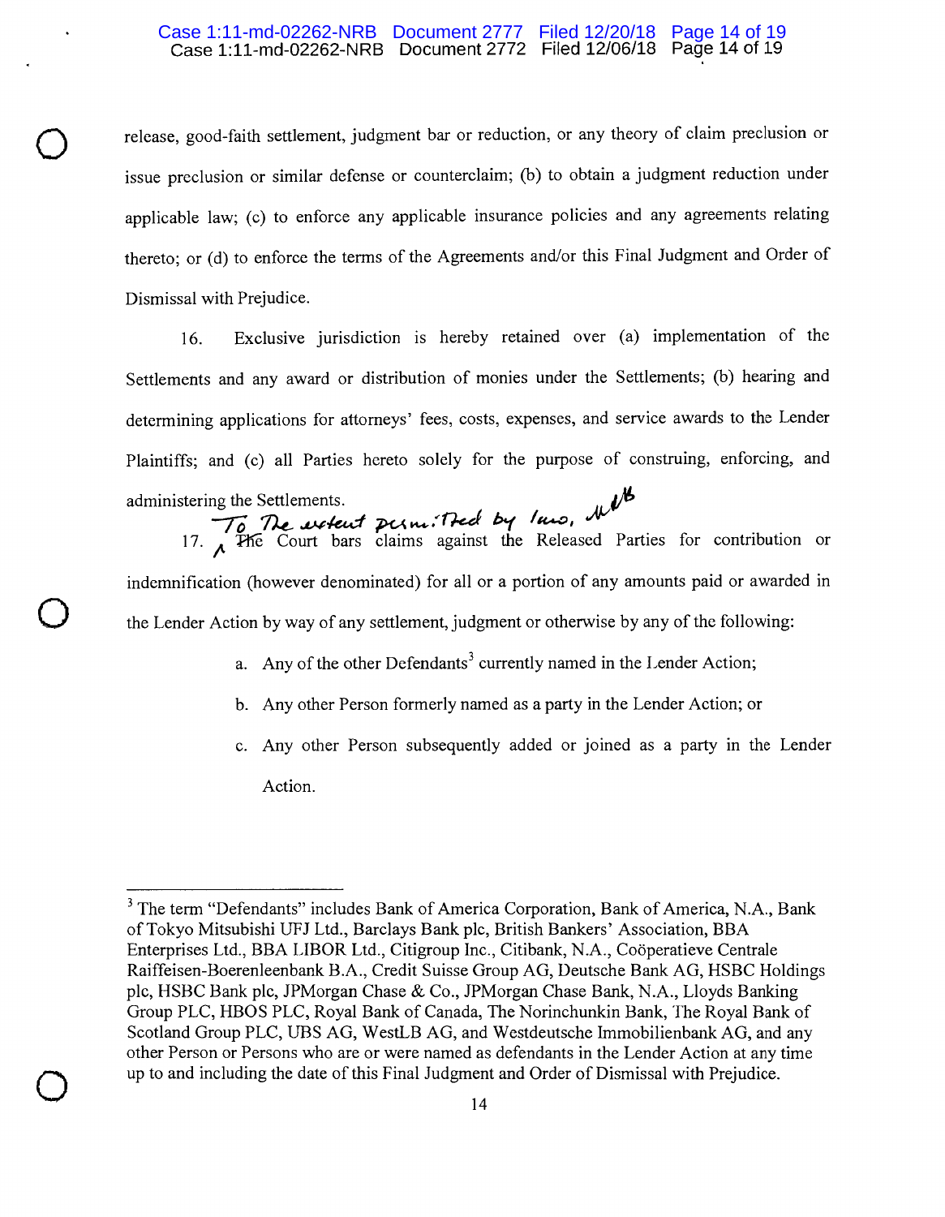release, good-faith settlement, judgment bar or reduction, or any theory of claim preclusion or issue preclusion or similar defense or counterclaim; (b) to obtain a judgment reduction under applicable law; (c) to enforce any applicable insurance policies and any agreements relating thereto; or (d) to enforce the terms of the Agreements and/or this Final Judgment and Order of Dismissal with Prejudice.

16. Exclusive jurisdiction is hereby retained over (a) implementation of the Settlements and any award or distribution of monies under the Settlements; (b) hearing and determining applications for attorneys' fees, costs, expenses, and service awards to the Lender Plaintiffs; and (c) all Parties hereto solely for the purpose of construing, enforcing, and administering the Settlements.

17. To the extent permitted by law, NRB ~~The~~ the Court bars claims against the Released Parties for contribution or indemnification (however denominated) for all or a portion of any amounts paid or awarded in the Lender Action by way of any settlement, judgment or otherwise by any of the following:

a. Any of the other Defendants[3] currently named in the Lender Action;

b. Any other Person formerly named as a party in the Lender Action; or

c. Any other Person subsequently added or joined as a party in the Lender Action.

---

[3] The term "Defendants" includes Bank of America Corporation, Bank of America, N.A., Bank of Tokyo Mitsubishi UFJ Ltd., Barclays Bank plc, British Bankers' Association, BBA Enterprises Ltd., BBA LIBOR Ltd., Citigroup Inc., Citibank, N.A., Coöperatieve Centrale Raiffeisen-Boerenleenbank B.A., Credit Suisse Group AG, Deutsche Bank AG, HSBC Holdings plc, HSBC Bank plc, JPMorgan Chase & Co., JPMorgan Chase Bank, N.A., Lloyds Banking Group PLC, HBOS PLC, Royal Bank of Canada, The Norinchunkin Bank, The Royal Bank of Scotland Group PLC, UBS AG, WestLB AG, and Westdeutsche Immobilienbank AG, and any other Person or Persons who are or were named as defendants in the Lender Action at any time up to and including the date of this Final Judgment and Order of Dismissal with Prejudice.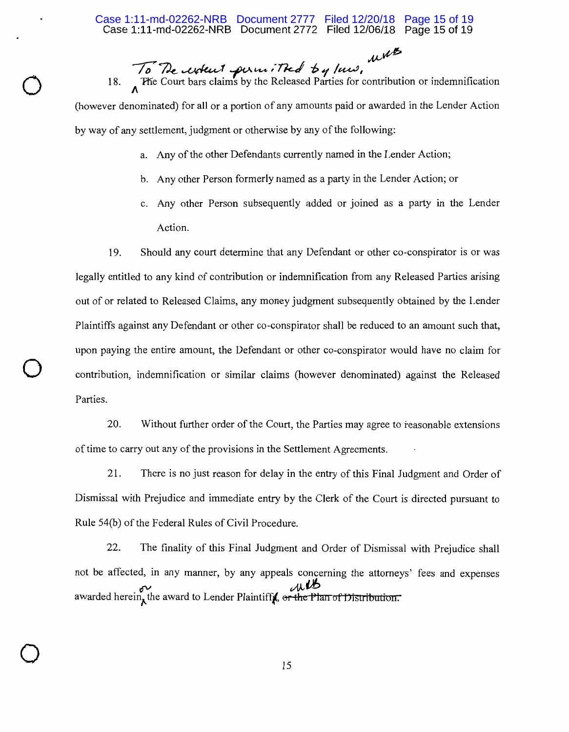18. To the extent permitted by law, the Court bars claims by the Released Parties for contribution or indemnification (however denominated) for all or a portion of any amounts paid or awarded in the Lender Action by way of any settlement, judgment or otherwise by any of the following:

a. Any of the other Defendants currently named in the Lender Action;

b. Any other Person formerly named as a party in the Lender Action; or

c. Any other Person subsequently added or joined as a party in the Lender Action.

19. Should any court determine that any Defendant or other co-conspirator is or was legally entitled to any kind of contribution or indemnification from any Released Parties arising out of or related to Released Claims, any money judgment subsequently obtained by the Lender Plaintiffs against any Defendant or other co-conspirator shall be reduced to an amount such that, upon paying the entire amount, the Defendant or other co-conspirator would have no claim for contribution, indemnification or similar claims (however denominated) against the Released Parties.

20. Without further order of the Court, the Parties may agree to reasonable extensions of time to carry out any of the provisions in the Settlement Agreements.

21. There is no just reason for delay in the entry of this Final Judgment and Order of Dismissal with Prejudice and immediate entry by the Clerk of the Court is directed pursuant to Rule 54(b) of the Federal Rules of Civil Procedure.

22. The finality of this Final Judgment and Order of Dismissal with Prejudice shall not be affected, in any manner, by any appeals concerning the attorneys' fees and expenses awarded herein or the award to Lender Plaintiff~~s, or the Plan of Distribution.~~ NRB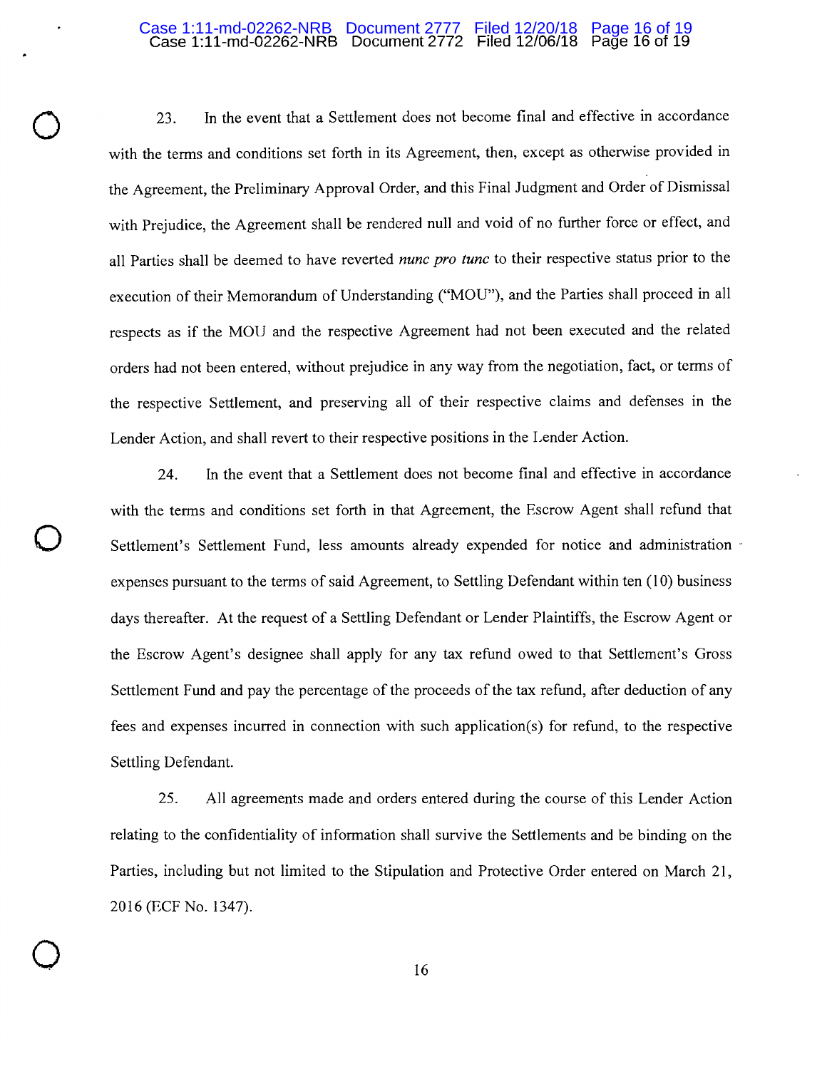23. In the event that a Settlement does not become final and effective in accordance with the terms and conditions set forth in its Agreement, then, except as otherwise provided in the Agreement, the Preliminary Approval Order, and this Final Judgment and Order of Dismissal with Prejudice, the Agreement shall be rendered null and void of no further force or effect, and all Parties shall be deemed to have reverted *nunc pro tunc* to their respective status prior to the execution of their Memorandum of Understanding ("MOU"), and the Parties shall proceed in all respects as if the MOU and the respective Agreement had not been executed and the related orders had not been entered, without prejudice in any way from the negotiation, fact, or terms of the respective Settlement, and preserving all of their respective claims and defenses in the Lender Action, and shall revert to their respective positions in the Lender Action.

24. In the event that a Settlement does not become final and effective in accordance with the terms and conditions set forth in that Agreement, the Escrow Agent shall refund that Settlement's Settlement Fund, less amounts already expended for notice and administration expenses pursuant to the terms of said Agreement, to Settling Defendant within ten (10) business days thereafter. At the request of a Settling Defendant or Lender Plaintiffs, the Escrow Agent or the Escrow Agent's designee shall apply for any tax refund owed to that Settlement's Gross Settlement Fund and pay the percentage of the proceeds of the tax refund, after deduction of any fees and expenses incurred in connection with such application(s) for refund, to the respective Settling Defendant.

25. All agreements made and orders entered during the course of this Lender Action relating to the confidentiality of information shall survive the Settlements and be binding on the Parties, including but not limited to the Stipulation and Protective Order entered on March 21, 2016 (ECF No. 1347).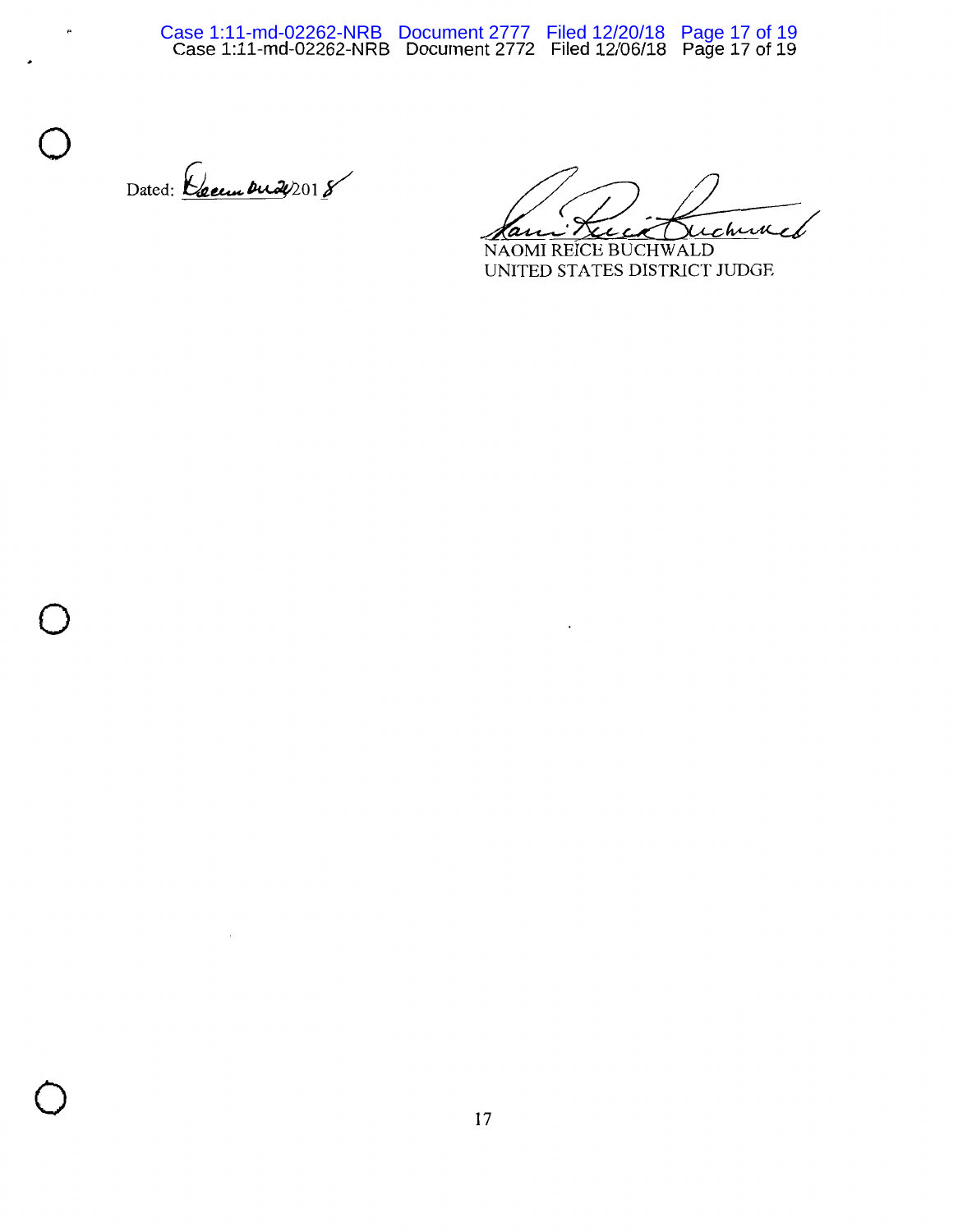Dated: December 2, 2018

NAOMI REICE BUCHWALD
UNITED STATES DISTRICT JUDGE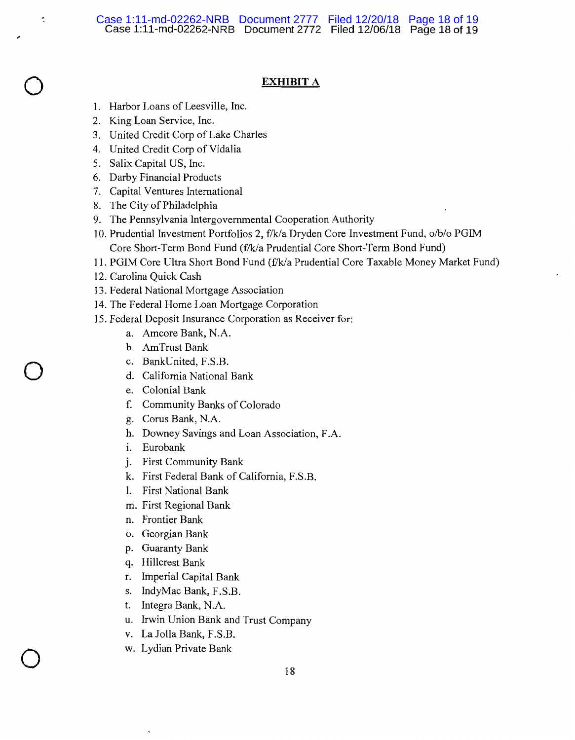# EXHIBIT A

1. Harbor Loans of Leesville, Inc.
2. King Loan Service, Inc.
3. United Credit Corp of Lake Charles
4. United Credit Corp of Vidalia
5. Salix Capital US, Inc.
6. Darby Financial Products
7. Capital Ventures International
8. The City of Philadelphia
9. The Pennsylvania Intergovernmental Cooperation Authority
10. Prudential Investment Portfolios 2, f/k/a Dryden Core Investment Fund, o/b/o PGIM Core Short-Term Bond Fund (f/k/a Prudential Core Short-Term Bond Fund)
11. PGIM Core Ultra Short Bond Fund (f/k/a Prudential Core Taxable Money Market Fund)
12. Carolina Quick Cash
13. Federal National Mortgage Association
14. The Federal Home Loan Mortgage Corporation
15. Federal Deposit Insurance Corporation as Receiver for:
    a. Amcore Bank, N.A.
    b. AmTrust Bank
    c. BankUnited, F.S.B.
    d. California National Bank
    e. Colonial Bank
    f. Community Banks of Colorado
    g. Corus Bank, N.A.
    h. Downey Savings and Loan Association, F.A.
    i. Eurobank
    j. First Community Bank
    k. First Federal Bank of California, F.S.B.
    l. First National Bank
    m. First Regional Bank
    n. Frontier Bank
    o. Georgian Bank
    p. Guaranty Bank
    q. Hillcrest Bank
    r. Imperial Capital Bank
    s. IndyMac Bank, F.S.B.
    t. Integra Bank, N.A.
    u. Irwin Union Bank and Trust Company
    v. La Jolla Bank, F.S.B.
    w. Lydian Private Bank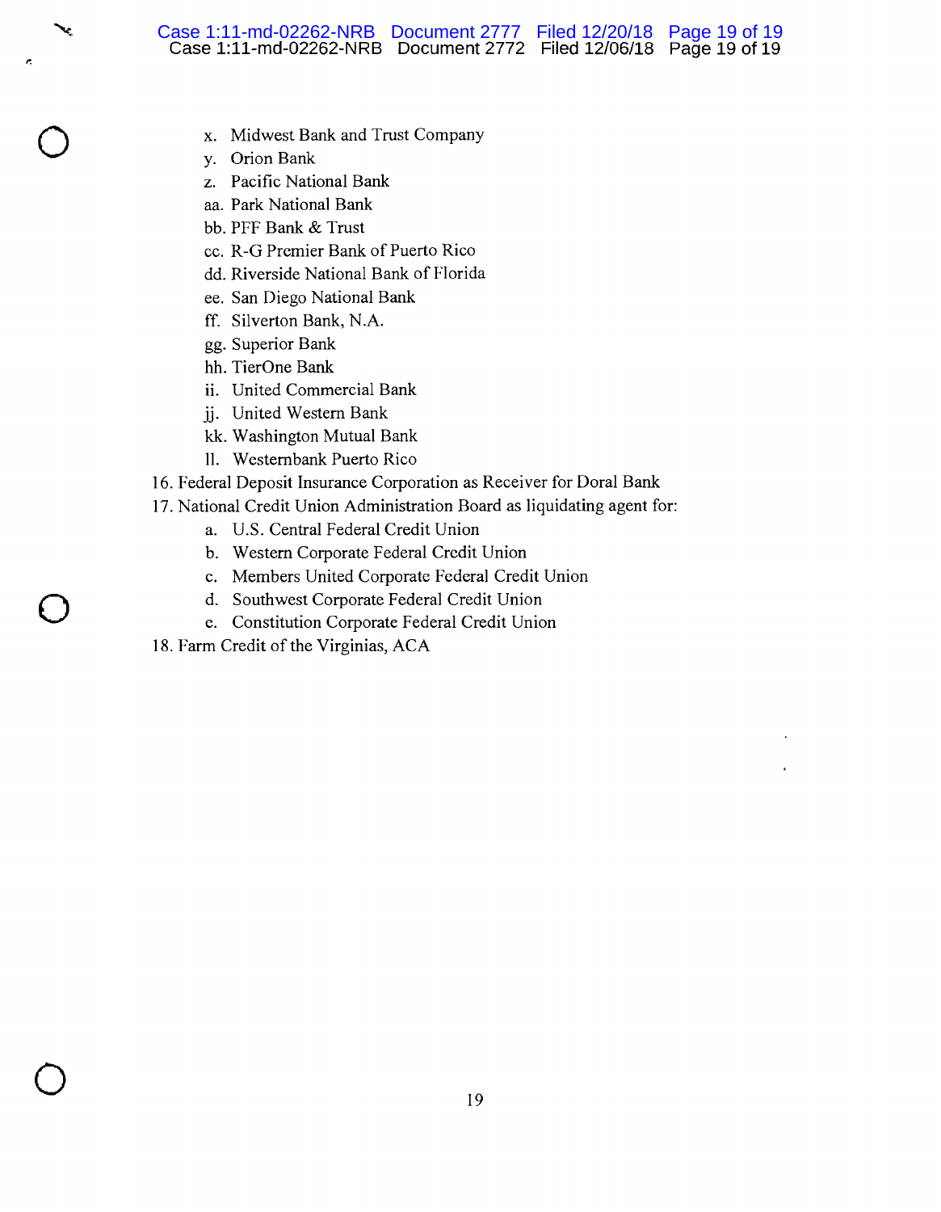x. Midwest Bank and Trust Company
y. Orion Bank
z. Pacific National Bank
aa. Park National Bank
bb. PFF Bank & Trust
cc. R-G Premier Bank of Puerto Rico
dd. Riverside National Bank of Florida
ee. San Diego National Bank
ff. Silverton Bank, N.A.
gg. Superior Bank
hh. TierOne Bank
ii. United Commercial Bank
jj. United Western Bank
kk. Washington Mutual Bank
ll. Westernbank Puerto Rico

16. Federal Deposit Insurance Corporation as Receiver for Doral Bank
17. National Credit Union Administration Board as liquidating agent for:
    a. U.S. Central Federal Credit Union
    b. Western Corporate Federal Credit Union
    c. Members United Corporate Federal Credit Union
    d. Southwest Corporate Federal Credit Union
    e. Constitution Corporate Federal Credit Union
18. Farm Credit of the Virginias, ACA